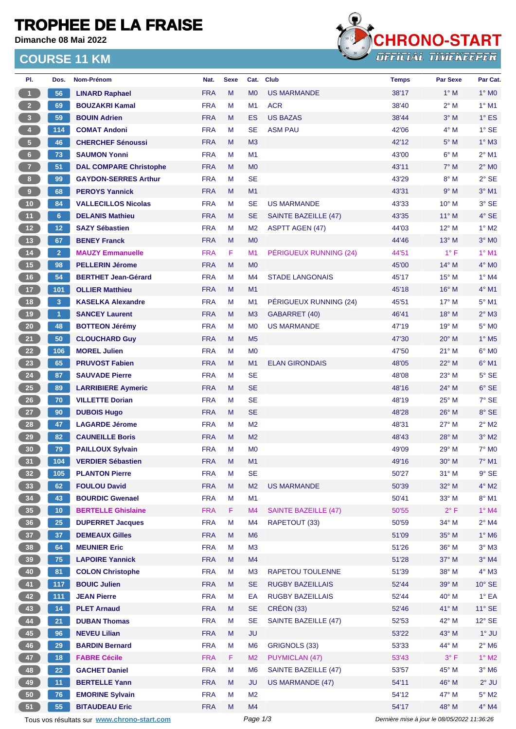# TROPHEE DE LA FRAISE

**Dimanche 08 Mai 2022**

## COURSE 11 KM

| Pl. | Dos. | Nom-Prénom | Nat. | Sexe | Cat. | Club | Temps | Par Sexe | Par Cat. |
|---|---|---|---|---|---|---|---|---|---|
| 1 | 56 | **LINARD Raphael** | FRA | M | M0 | US MARMANDE | 38'17 | 1° M | 1° M0 |
| 2 | 69 | **BOUZAKRI Kamal** | FRA | M | M1 | ACR | 38'40 | 2° M | 1° M1 |
| 3 | 59 | **BOUIN Adrien** | FRA | M | ES | US BAZAS | 38'44 | 3° M | 1° ES |
| 4 | 114 | **COMAT Andoni** | FRA | M | SE | ASM PAU | 42'06 | 4° M | 1° SE |
| 5 | 46 | **CHERCHEF Sénoussi** | FRA | M | M3 | | 42'12 | 5° M | 1° M3 |
| 6 | 73 | **SAUMON Yonni** | FRA | M | M1 | | 43'00 | 6° M | 2° M1 |
| 7 | 51 | **DAL COMPARE Christophe** | FRA | M | M0 | | 43'11 | 7° M | 2° M0 |
| 8 | 99 | **GAYDON-SERRES Arthur** | FRA | M | SE | | 43'29 | 8° M | 2° SE |
| 9 | 68 | **PEROYS Yannick** | FRA | M | M1 | | 43'31 | 9° M | 3° M1 |
| 10 | 84 | **VALLECILLOS Nicolas** | FRA | M | SE | US MARMANDE | 43'33 | 10° M | 3° SE |
| 11 | 6 | **DELANIS Mathieu** | FRA | M | SE | SAINTE BAZEILLE (47) | 43'35 | 11° M | 4° SE |
| 12 | 12 | **SAZY Sébastien** | FRA | M | M2 | ASPTT AGEN (47) | 44'03 | 12° M | 1° M2 |
| 13 | 67 | **BENEY Franck** | FRA | M | M0 | | 44'46 | 13° M | 3° M0 |
| 14 | 2 | **MAUZY Emmanuelle** | FRA | F | M1 | PÉRIGUEUX RUNNING (24) | 44'51 | 1° F | 1° M1 |
| 15 | 98 | **PELLERIN Jérome** | FRA | M | M0 | | 45'00 | 14° M | 4° M0 |
| 16 | 54 | **BERTHET Jean-Gérard** | FRA | M | M4 | STADE LANGONAIS | 45'17 | 15° M | 1° M4 |
| 17 | 101 | **OLLIER Matthieu** | FRA | M | M1 | | 45'18 | 16° M | 4° M1 |
| 18 | 3 | **KASELKA Alexandre** | FRA | M | M1 | PÉRIGUEUX RUNNING (24) | 45'51 | 17° M | 5° M1 |
| 19 | 1 | **SANCEY Laurent** | FRA | M | M3 | GABARRET (40) | 46'41 | 18° M | 2° M3 |
| 20 | 48 | **BOTTEON Jérémy** | FRA | M | M0 | US MARMANDE | 47'19 | 19° M | 5° M0 |
| 21 | 50 | **CLOUCHARD Guy** | FRA | M | M5 | | 47'30 | 20° M | 1° M5 |
| 22 | 106 | **MOREL Julien** | FRA | M | M0 | | 47'50 | 21° M | 6° M0 |
| 23 | 65 | **PRUVOST Fabien** | FRA | M | M1 | ELAN GIRONDAIS | 48'05 | 22° M | 6° M1 |
| 24 | 87 | **SAUVADE Pierre** | FRA | M | SE | | 48'08 | 23° M | 5° SE |
| 25 | 89 | **LARRIBIERE Aymeric** | FRA | M | SE | | 48'16 | 24° M | 6° SE |
| 26 | 70 | **VILLETTE Dorian** | FRA | M | SE | | 48'19 | 25° M | 7° SE |
| 27 | 90 | **DUBOIS Hugo** | FRA | M | SE | | 48'28 | 26° M | 8° SE |
| 28 | 47 | **LAGARDE Jérome** | FRA | M | M2 | | 48'31 | 27° M | 2° M2 |
| 29 | 82 | **CAUNEILLE Boris** | FRA | M | M2 | | 48'43 | 28° M | 3° M2 |
| 30 | 79 | **PAILLOUX Sylvain** | FRA | M | M0 | | 49'09 | 29° M | 7° M0 |
| 31 | 104 | **VERDIER Sébastien** | FRA | M | M1 | | 49'16 | 30° M | 7° M1 |
| 32 | 105 | **PLANTON Pierre** | FRA | M | SE | | 50'27 | 31° M | 9° SE |
| 33 | 62 | **FOULOU David** | FRA | M | M2 | US MARMANDE | 50'39 | 32° M | 4° M2 |
| 34 | 43 | **BOURDIC Gwenael** | FRA | M | M1 | | 50'41 | 33° M | 8° M1 |
| 35 | 10 | **BERTELLE Ghislaine** | FRA | F | M4 | SAINTE BAZEILLE (47) | 50'55 | 2° F | 1° M4 |
| 36 | 25 | **DUPERRET Jacques** | FRA | M | M4 | RAPETOUT (33) | 50'59 | 34° M | 2° M4 |
| 37 | 37 | **DEMEAUX Gilles** | FRA | M | M6 | | 51'09 | 35° M | 1° M6 |
| 38 | 64 | **MEUNIER Eric** | FRA | M | M3 | | 51'26 | 36° M | 3° M3 |
| 39 | 75 | **LAPOIRE Yannick** | FRA | M | M4 | | 51'28 | 37° M | 3° M4 |
| 40 | 81 | **COLON Christophe** | FRA | M | M3 | RAPETOU TOULENNE | 51'39 | 38° M | 4° M3 |
| 41 | 117 | **BOUIC Julien** | FRA | M | SE | RUGBY BAZEILLAIS | 52'44 | 39° M | 10° SE |
| 42 | 111 | **JEAN Pierre** | FRA | M | EA | RUGBY BAZEILLAIS | 52'44 | 40° M | 1° EA |
| 43 | 14 | **PLET Arnaud** | FRA | M | SE | CRÉON (33) | 52'46 | 41° M | 11° SE |
| 44 | 21 | **DUBAN Thomas** | FRA | M | SE | SAINTE BAZEILLE (47) | 52'53 | 42° M | 12° SE |
| 45 | 96 | **NEVEU Lilian** | FRA | M | JU | | 53'22 | 43° M | 1° JU |
| 46 | 29 | **BARDIN Bernard** | FRA | M | M6 | GRIGNOLS (33) | 53'33 | 44° M | 2° M6 |
| 47 | 18 | **FABRE Cécile** | FRA | F | M2 | PUYMICLAN (47) | 53'43 | 3° F | 1° M2 |
| 48 | 22 | **GACHET Daniel** | FRA | M | M6 | SAINTE BAZEILLE (47) | 53'57 | 45° M | 3° M6 |
| 49 | 11 | **BERTELLE Yann** | FRA | M | JU | US MARMANDE (47) | 54'11 | 46° M | 2° JU |
| 50 | 76 | **EMORINE Sylvain** | FRA | M | M2 | | 54'12 | 47° M | 5° M2 |
| 51 | 55 | **BITAUDEAU Eric** | FRA | M | M4 | | 54'17 | 48° M | 4° M4 |

Tous vos résultats sur www.chrono-start.com

*Dernière mise à jour le 08/05/2022 11:36:26*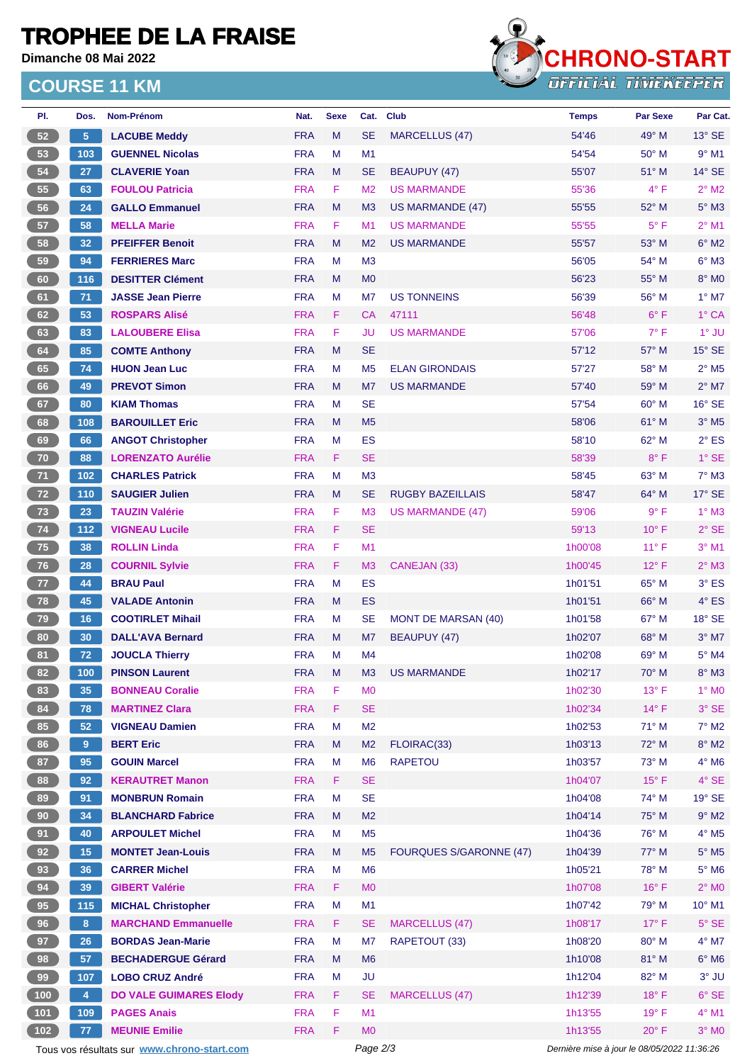# TROPHEE DE LA FRAISE

**Dimanche 08 Mai 2022**

## COURSE 11 KM

CHRONO-START OFFICIAL TIMEKEEPER

| Pl. | Dos. | Nom-Prénom | Nat. | Sexe | Cat. | Club | Temps | Par Sexe | Par Cat. |
|---|---|---|---|---|---|---|---|---|---|
| 52 | 5 | LACUBE Meddy | FRA | M | SE | MARCELLUS (47) | 54'46 | 49° M | 13° SE |
| 53 | 103 | GUENNEL Nicolas | FRA | M | M1 | | 54'54 | 50° M | 9° M1 |
| 54 | 27 | CLAVERIE Yoan | FRA | M | SE | BEAUPUY (47) | 55'07 | 51° M | 14° SE |
| 55 | 63 | FOULOU Patricia | FRA | F | M2 | US MARMANDE | 55'36 | 4° F | 2° M2 |
| 56 | 24 | GALLO Emmanuel | FRA | M | M3 | US MARMANDE (47) | 55'55 | 52° M | 5° M3 |
| 57 | 58 | MELLA Marie | FRA | F | M1 | US MARMANDE | 55'55 | 5° F | 2° M1 |
| 58 | 32 | PFEIFFER Benoit | FRA | M | M2 | US MARMANDE | 55'57 | 53° M | 6° M2 |
| 59 | 94 | FERRIERES Marc | FRA | M | M3 | | 56'05 | 54° M | 6° M3 |
| 60 | 116 | DESITTER Clément | FRA | M | M0 | | 56'23 | 55° M | 8° M0 |
| 61 | 71 | JASSE Jean Pierre | FRA | M | M7 | US TONNEINS | 56'39 | 56° M | 1° M7 |
| 62 | 53 | ROSPARS Alisé | FRA | F | CA | 47111 | 56'48 | 6° F | 1° CA |
| 63 | 83 | LALOUBERE Elisa | FRA | F | JU | US MARMANDE | 57'06 | 7° F | 1° JU |
| 64 | 85 | COMTE Anthony | FRA | M | SE | | 57'12 | 57° M | 15° SE |
| 65 | 74 | HUON Jean Luc | FRA | M | M5 | ELAN GIRONDAIS | 57'27 | 58° M | 2° M5 |
| 66 | 49 | PREVOT Simon | FRA | M | M7 | US MARMANDE | 57'40 | 59° M | 2° M7 |
| 67 | 80 | KIAM Thomas | FRA | M | SE | | 57'54 | 60° M | 16° SE |
| 68 | 108 | BAROUILLET Eric | FRA | M | M5 | | 58'06 | 61° M | 3° M5 |
| 69 | 66 | ANGOT Christopher | FRA | M | ES | | 58'10 | 62° M | 2° ES |
| 70 | 88 | LORENZATO Aurélie | FRA | F | SE | | 58'39 | 8° F | 1° SE |
| 71 | 102 | CHARLES Patrick | FRA | M | M3 | | 58'45 | 63° M | 7° M3 |
| 72 | 110 | SAUGIER Julien | FRA | M | SE | RUGBY BAZEILLAIS | 58'47 | 64° M | 17° SE |
| 73 | 23 | TAUZIN Valérie | FRA | F | M3 | US MARMANDE (47) | 59'06 | 9° F | 1° M3 |
| 74 | 112 | VIGNEAU Lucile | FRA | F | SE | | 59'13 | 10° F | 2° SE |
| 75 | 38 | ROLLIN Linda | FRA | F | M1 | | 1h00'08 | 11° F | 3° M1 |
| 76 | 28 | COURNIL Sylvie | FRA | F | M3 | CANEJAN (33) | 1h00'45 | 12° F | 2° M3 |
| 77 | 44 | BRAU Paul | FRA | M | ES | | 1h01'51 | 65° M | 3° ES |
| 78 | 45 | VALADE Antonin | FRA | M | ES | | 1h01'51 | 66° M | 4° ES |
| 79 | 16 | COOTIRLET Mihail | FRA | M | SE | MONT DE MARSAN (40) | 1h01'58 | 67° M | 18° SE |
| 80 | 30 | DALL'AVA Bernard | FRA | M | M7 | BEAUPUY (47) | 1h02'07 | 68° M | 3° M7 |
| 81 | 72 | JOUCLA Thierry | FRA | M | M4 | | 1h02'08 | 69° M | 5° M4 |
| 82 | 100 | PINSON Laurent | FRA | M | M3 | US MARMANDE | 1h02'17 | 70° M | 8° M3 |
| 83 | 35 | BONNEAU Coralie | FRA | F | M0 | | 1h02'30 | 13° F | 1° M0 |
| 84 | 78 | MARTINEZ Clara | FRA | F | SE | | 1h02'34 | 14° F | 3° SE |
| 85 | 52 | VIGNEAU Damien | FRA | M | M2 | | 1h02'53 | 71° M | 7° M2 |
| 86 | 9 | BERT Eric | FRA | M | M2 | FLOIRAC(33) | 1h03'13 | 72° M | 8° M2 |
| 87 | 95 | GOUIN Marcel | FRA | M | M6 | RAPETOU | 1h03'57 | 73° M | 4° M6 |
| 88 | 92 | KERAUTRET Manon | FRA | F | SE | | 1h04'07 | 15° F | 4° SE |
| 89 | 91 | MONBRUN Romain | FRA | M | SE | | 1h04'08 | 74° M | 19° SE |
| 90 | 34 | BLANCHARD Fabrice | FRA | M | M2 | | 1h04'14 | 75° M | 9° M2 |
| 91 | 40 | ARPOULET Michel | FRA | M | M5 | | 1h04'36 | 76° M | 4° M5 |
| 92 | 15 | MONTET Jean-Louis | FRA | M | M5 | FOURQUES S/GARONNE (47) | 1h04'39 | 77° M | 5° M5 |
| 93 | 36 | CARRER Michel | FRA | M | M6 | | 1h05'21 | 78° M | 5° M6 |
| 94 | 39 | GIBERT Valérie | FRA | F | M0 | | 1h07'08 | 16° F | 2° M0 |
| 95 | 115 | MICHAL Christopher | FRA | M | M1 | | 1h07'42 | 79° M | 10° M1 |
| 96 | 8 | MARCHAND Emmanuelle | FRA | F | SE | MARCELLUS (47) | 1h08'17 | 17° F | 5° SE |
| 97 | 26 | BORDAS Jean-Marie | FRA | M | M7 | RAPETOUT (33) | 1h08'20 | 80° M | 4° M7 |
| 98 | 57 | BECHADERGUE Gérard | FRA | M | M6 | | 1h10'08 | 81° M | 6° M6 |
| 99 | 107 | LOBO CRUZ André | FRA | M | JU | | 1h12'04 | 82° M | 3° JU |
| 100 | 4 | DO VALE GUIMARES Elody | FRA | F | SE | MARCELLUS (47) | 1h12'39 | 18° F | 6° SE |
| 101 | 109 | PAGES Anais | FRA | F | M1 | | 1h13'55 | 19° F | 4° M1 |
| 102 | 77 | MEUNIE Emilie | FRA | F | M0 | | 1h13'55 | 20° F | 3° M0 |

Tous vos résultats sur www.chrono-start.com

*Dernière mise à jour le 08/05/2022 11:36:26*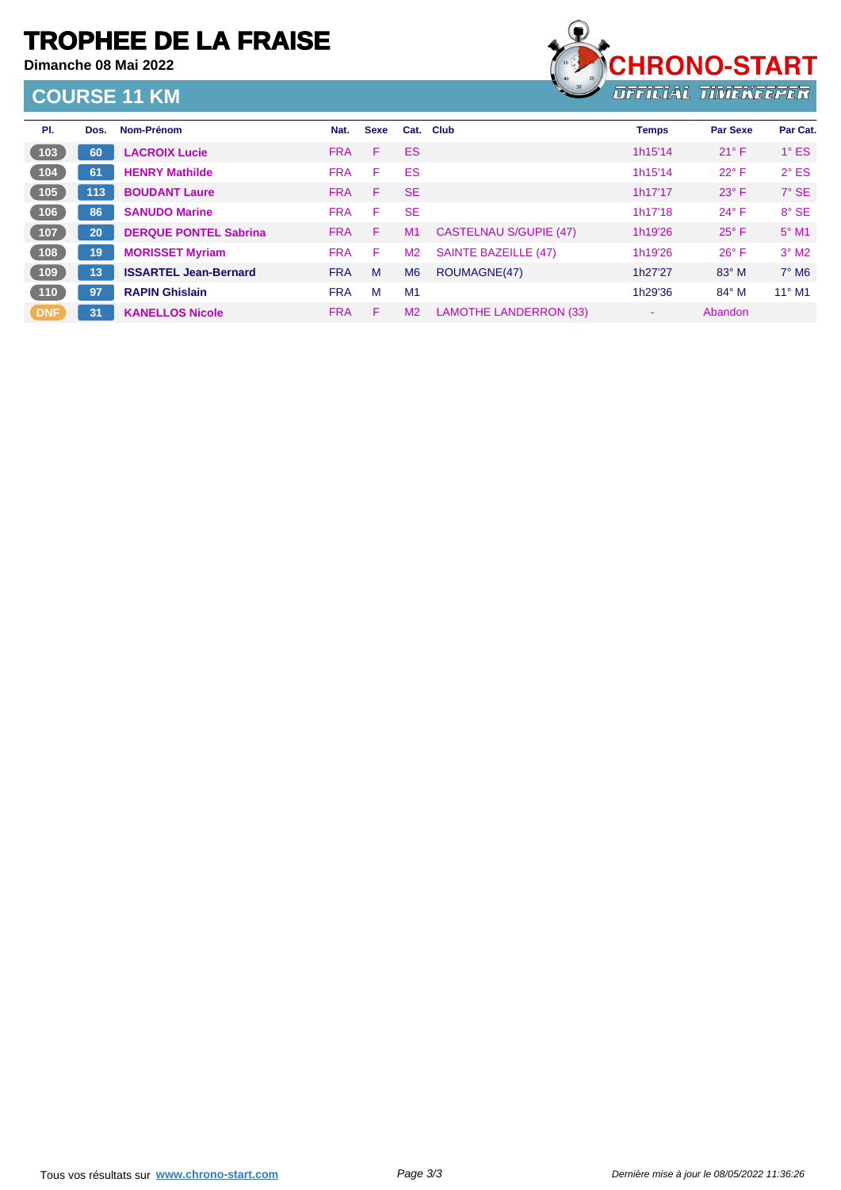# TROPHEE DE LA FRAISE

**Dimanche 08 Mai 2022**

CHRONO-START
OFFICIAL TIMEKEEPER

## COURSE 11 KM

| Pl. | Dos. | Nom-Prénom | Nat. | Sexe | Cat. | Club | Temps | Par Sexe | Par Cat. |
|---|---|---|---|---|---|---|---|---|---|
| 103 | 60 | **LACROIX Lucie** | FRA | F | ES | | 1h15'14 | 21° F | 1° ES |
| 104 | 61 | **HENRY Mathilde** | FRA | F | ES | | 1h15'14 | 22° F | 2° ES |
| 105 | 113 | **BOUDANT Laure** | FRA | F | SE | | 1h17'17 | 23° F | 7° SE |
| 106 | 86 | **SANUDO Marine** | FRA | F | SE | | 1h17'18 | 24° F | 8° SE |
| 107 | 20 | **DERQUE PONTEL Sabrina** | FRA | F | M1 | CASTELNAU S/GUPIE (47) | 1h19'26 | 25° F | 5° M1 |
| 108 | 19 | **MORISSET Myriam** | FRA | F | M2 | SAINTE BAZEILLE (47) | 1h19'26 | 26° F | 3° M2 |
| 109 | 13 | **ISSARTEL Jean-Bernard** | FRA | M | M6 | ROUMAGNE(47) | 1h27'27 | 83° M | 7° M6 |
| 110 | 97 | **RAPIN Ghislain** | FRA | M | M1 | | 1h29'36 | 84° M | 11° M1 |
| DNF | 31 | **KANELLOS Nicole** | FRA | F | M2 | LAMOTHE LANDERRON (33) | - | Abandon | |

Tous vos résultats sur www.chrono-start.com

*Dernière mise à jour le 08/05/2022 11:36:26*